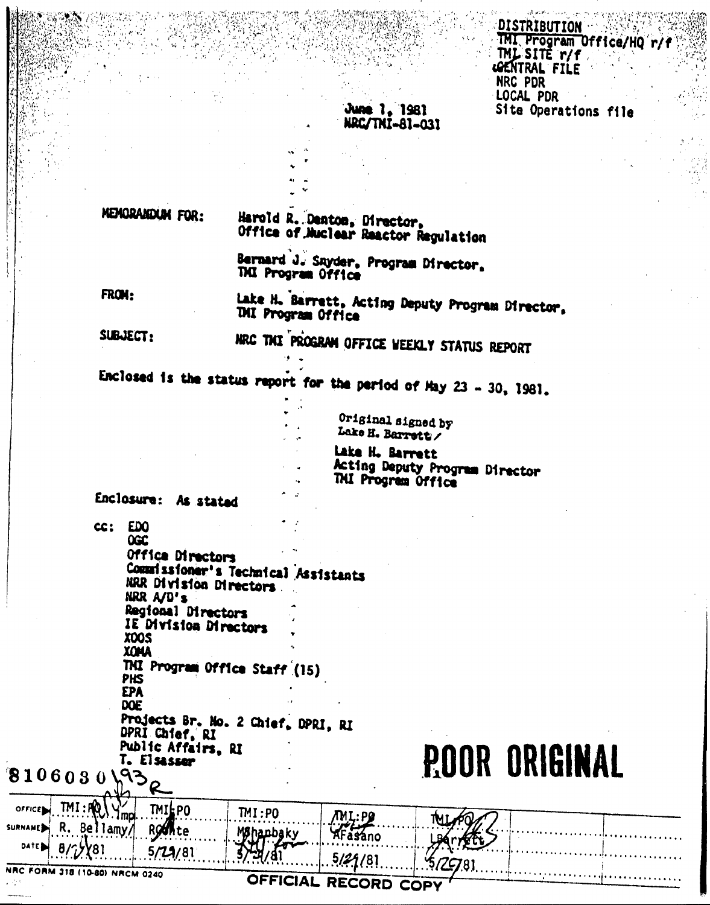DISTRIBUTION
TMI Program Office/HQ r/f
TMI SITE r/f
CENTRAL FILE
NRC PDR
LOCAL PDR
Site Operations file

June 1, 1981
NRC/TMI-81-031

MEMORANDUM FOR: Harold R. Denton, Director, Office of Nuclear Reactor Regulation

Bernard J. Snyder, Program Director, TMI Program Office

FROM: Lake H. Barrett, Acting Deputy Program Director, TMI Program Office

SUBJECT: NRC TMI PROGRAM OFFICE WEEKLY STATUS REPORT

Enclosed is the status report for the period of May 23 - 30, 1981.

Original signed by
Lake H. Barrett

Lake H. Barrett
Acting Deputy Program Director
TMI Program Office

Enclosure: As stated

cc: EDO
OGC
Office Directors
Commissioner's Technical Assistants
NRR Division Directors
NRR A/D's
Regional Directors
IE Division Directors
XOOS
XOMA
TMI Program Office Staff (15)
PHS
EPA
DOE
Projects Br. No. 2 Chief, DPRI, RI
DPRI Chief, RI
Public Affairs, RI
T. Elsasser

POOR ORIGINAL

8106030193

| OFFICE | TMI:PO | TMI:PO | TMI:PO | TMI:PO | TMI:PO |
|---|---|---|---|---|---|
| SURNAME | R. Bellamy | RConte | MShanbaky | AFasano | LBarrett |
| DATE | 5/2?/81 | 5/29/81 | 5/2?/81 | 5/2?/81 | 5/29/81 |

NRC FORM 318 (10-80) NRCM 0240

OFFICIAL RECORD COPY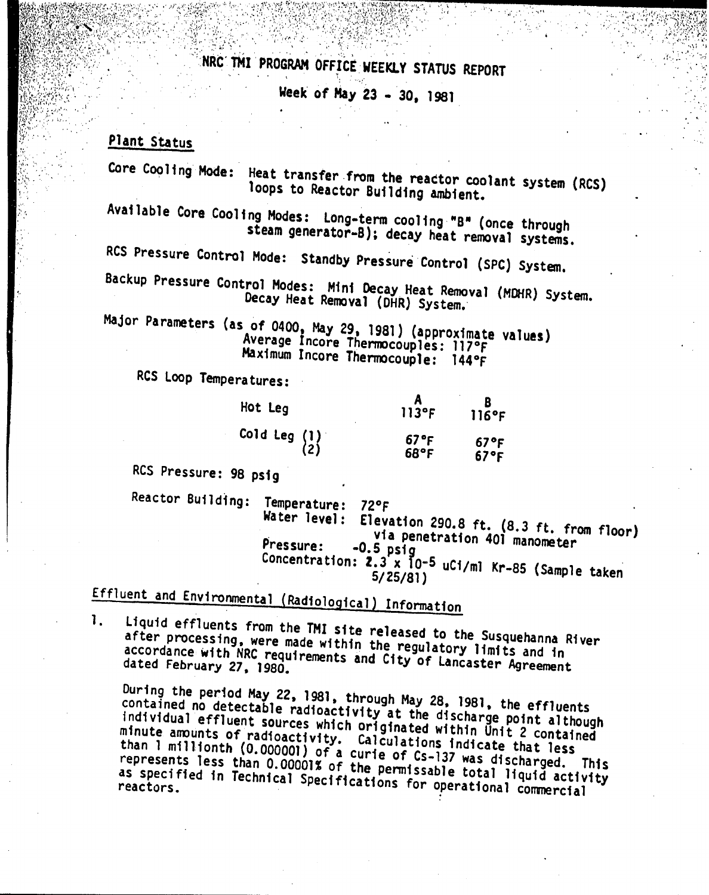# NRC TMI PROGRAM OFFICE WEEKLY STATUS REPORT

Week of May 23 - 30, 1981

## Plant Status

Core Cooling Mode: Heat transfer from the reactor coolant system (RCS) loops to Reactor Building ambient.

Available Core Cooling Modes: Long-term cooling "B" (once through steam generator-B); decay heat removal systems.

RCS Pressure Control Mode: Standby Pressure Control (SPC) System.

Backup Pressure Control Modes: Mini Decay Heat Removal (MDHR) System. Decay Heat Removal (DHR) System.

Major Parameters (as of 0400, May 29, 1981) (approximate values)
Average Incore Thermocouples: 117°F
Maximum Incore Thermocouple: 144°F

RCS Loop Temperatures:

| | A | B |
|---|---|---|
| Hot Leg | 113°F | 116°F |
| Cold Leg (1) | 67°F | 67°F |
| Cold Leg (2) | 68°F | 67°F |

RCS Pressure: 98 psig

Reactor Building: Temperature: 72°F
Water level: Elevation 290.8 ft. (8.3 ft. from floor) via penetration 401 manometer
Pressure: -0.5 psig
Concentration: $2.3 \times 10^{-5}$ uCi/ml Kr-85 (Sample taken 5/25/81)

## Effluent and Environmental (Radiological) Information

1. Liquid effluents from the TMI site released to the Susquehanna River after processing, were made within the regulatory limits and in accordance with NRC requirements and City of Lancaster Agreement dated February 27, 1980.

   During the period May 22, 1981, through May 28, 1981, the effluents contained no detectable radioactivity at the discharge point although individual effluent sources which originated within Unit 2 contained minute amounts of radioactivity. Calculations indicate that less than 1 millionth (0.000001) of a curie of Cs-137 was discharged. This represents less than 0.00001% of the permissable total liquid activity as specified in Technical Specifications for operational commercial reactors.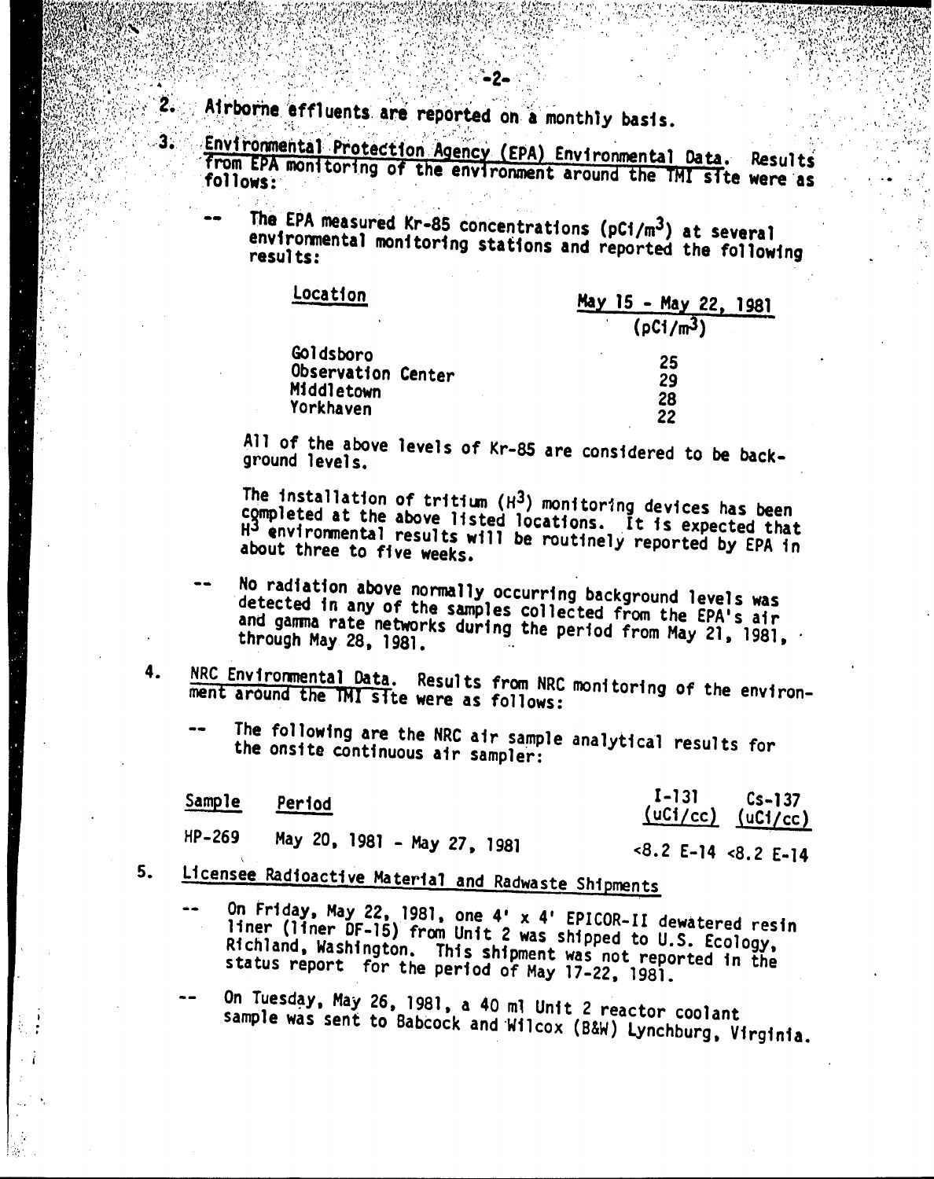2. Airborne effluents are reported on a monthly basis.

3. Environmental Protection Agency (EPA) Environmental Data. Results from EPA monitoring of the environment around the TMI site were as follows:

   -- The EPA measured Kr-85 concentrations (pCi/m$^3$) at several environmental monitoring stations and reported the following results:

| Location | May 15 - May 22, 1981 (pCi/m$^3$) |
|---|---|
| Goldsboro | 25 |
| Observation Center | 29 |
| Middletown | 28 |
| Yorkhaven | 22 |

   All of the above levels of Kr-85 are considered to be background levels.

   The installation of tritium (H$^3$) monitoring devices has been completed at the above listed locations. It is expected that H$^3$ environmental results will be routinely reported by EPA in about three to five weeks.

   -- No radiation above normally occurring background levels was detected in any of the samples collected from the EPA's air and gamma rate networks during the period from May 21, 1981, through May 28, 1981.

4. NRC Environmental Data. Results from NRC monitoring of the environment around the TMI site were as follows:

   -- The following are the NRC air sample analytical results for the onsite continuous air sampler:

| Sample | Period | I-131 (uCi/cc) | Cs-137 (uCi/cc) |
|---|---|---|---|
| HP-269 | May 20, 1981 - May 27, 1981 | <8.2 E-14 | <8.2 E-14 |

5. Licensee Radioactive Material and Radwaste Shipments

   -- On Friday, May 22, 1981, one 4' x 4' EPICOR-II dewatered resin liner (liner DF-15) from Unit 2 was shipped to U.S. Ecology, Richland, Washington. This shipment was not reported in the status report for the period of May 17-22, 1981.

   -- On Tuesday, May 26, 1981, a 40 ml Unit 2 reactor coolant sample was sent to Babcock and Wilcox (B&W) Lynchburg, Virginia.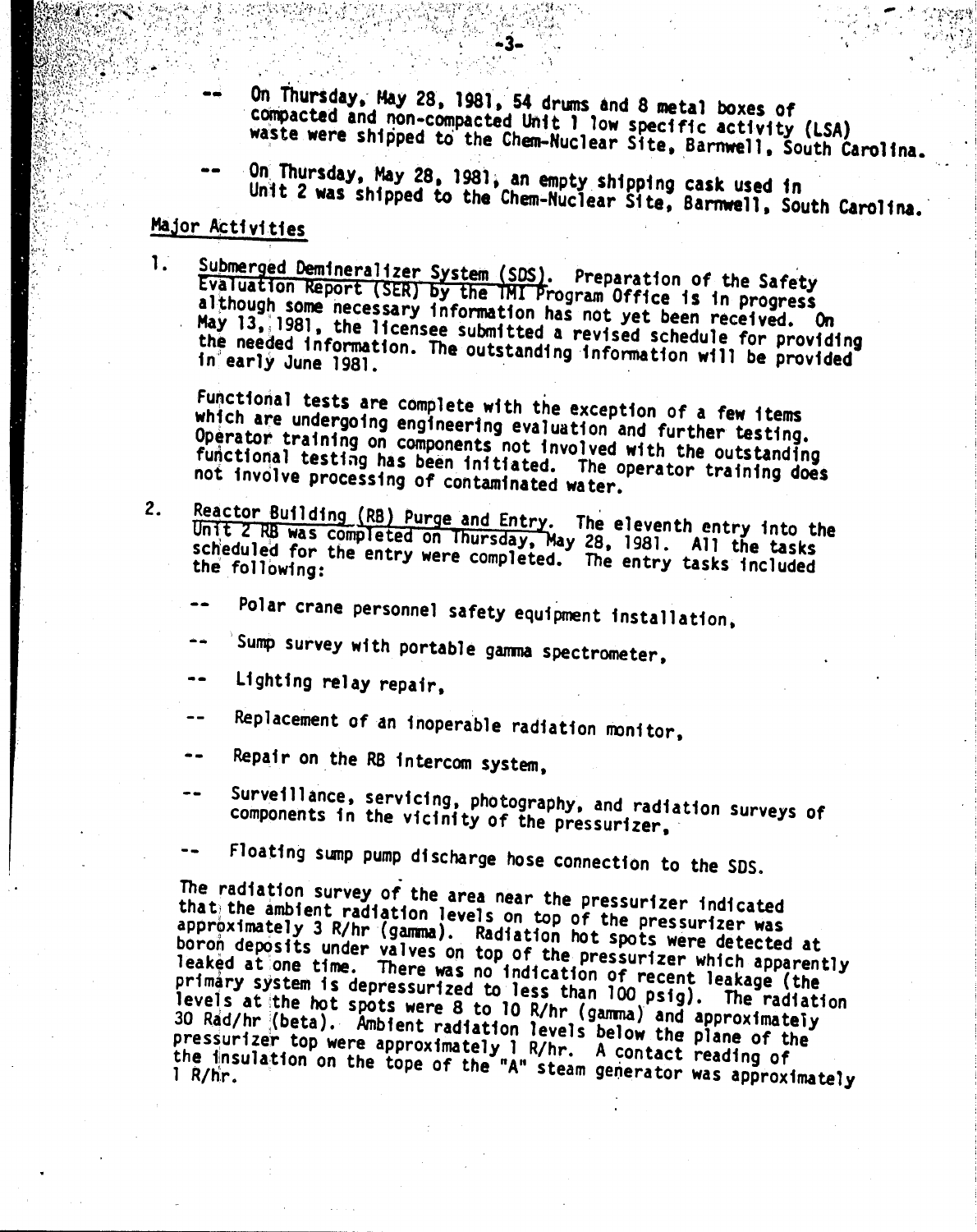-- On Thursday, May 28, 1981, 54 drums and 8 metal boxes of compacted and non-compacted Unit 1 low specific activity (LSA) waste were shipped to the Chem-Nuclear Site, Barnwell, South Carolina.

-- On Thursday, May 28, 1981, an empty shipping cask used in Unit 2 was shipped to the Chem-Nuclear Site, Barnwell, South Carolina.

## Major Activities

1. Submerged Demineralizer System (SDS). Preparation of the Safety Evaluation Report (SER) by the TMI Program Office is in progress although some necessary information has not yet been received. On May 13, 1981, the licensee submitted a revised schedule for providing the needed information. The outstanding information will be provided in early June 1981.

   Functional tests are complete with the exception of a few items which are undergoing engineering evaluation and further testing. Operator training on components not involved with the outstanding functional testing has been initiated. The operator training does not involve processing of contaminated water.

2. Reactor Building (RB) Purge and Entry. The eleventh entry into the Unit 2 RB was completed on Thursday, May 28, 1981. All the tasks scheduled for the entry were completed. The entry tasks included the following:

   -- Polar crane personnel safety equipment installation,

   -- Sump survey with portable gamma spectrometer,

   -- Lighting relay repair,

   -- Replacement of an inoperable radiation monitor,

   -- Repair on the RB intercom system,

   -- Surveillance, servicing, photography, and radiation surveys of components in the vicinity of the pressurizer,

   -- Floating sump pump discharge hose connection to the SDS.

   The radiation survey of the area near the pressurizer indicated that the ambient radiation levels on top of the pressurizer was approximately 3 R/hr (gamma). Radiation hot spots were detected at boron deposits under valves on top of the pressurizer which apparently leaked at one time. There was no indication of recent leakage (the primary system is depressurized to less than 100 psig). The radiation levels at the hot spots were 8 to 10 R/hr (gamma) and approximately 30 Rad/hr (beta). Ambient radiation levels below the plane of the pressurizer top were approximately 1 R/hr. A contact reading of the insulation on the tope of the "A" steam generator was approximately 1 R/hr.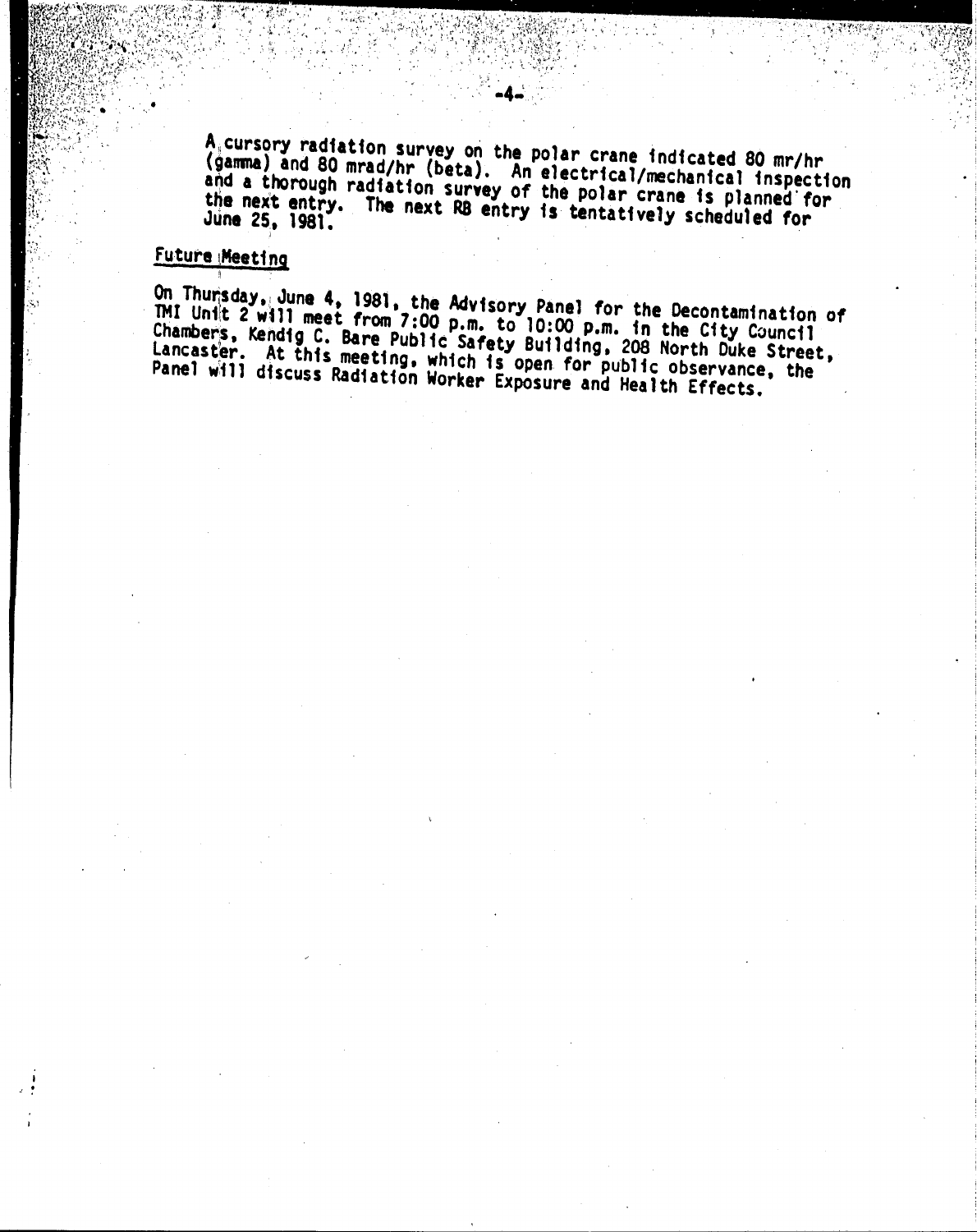A cursory radiation survey on the polar crane indicated 80 mr/hr (gamma) and 80 mrad/hr (beta). An electrical/mechanical inspection and a thorough radiation survey of the polar crane is planned for the next entry. The next RB entry is tentatively scheduled for June 25, 1981.

## Future Meeting

On Thursday, June 4, 1981, the Advisory Panel for the Decontamination of TMI Unit 2 will meet from 7:00 p.m. to 10:00 p.m. in the City Council Chambers, Kendig C. Bare Public Safety Building, 208 North Duke Street, Lancaster. At this meeting, which is open for public observance, the Panel will discuss Radiation Worker Exposure and Health Effects.